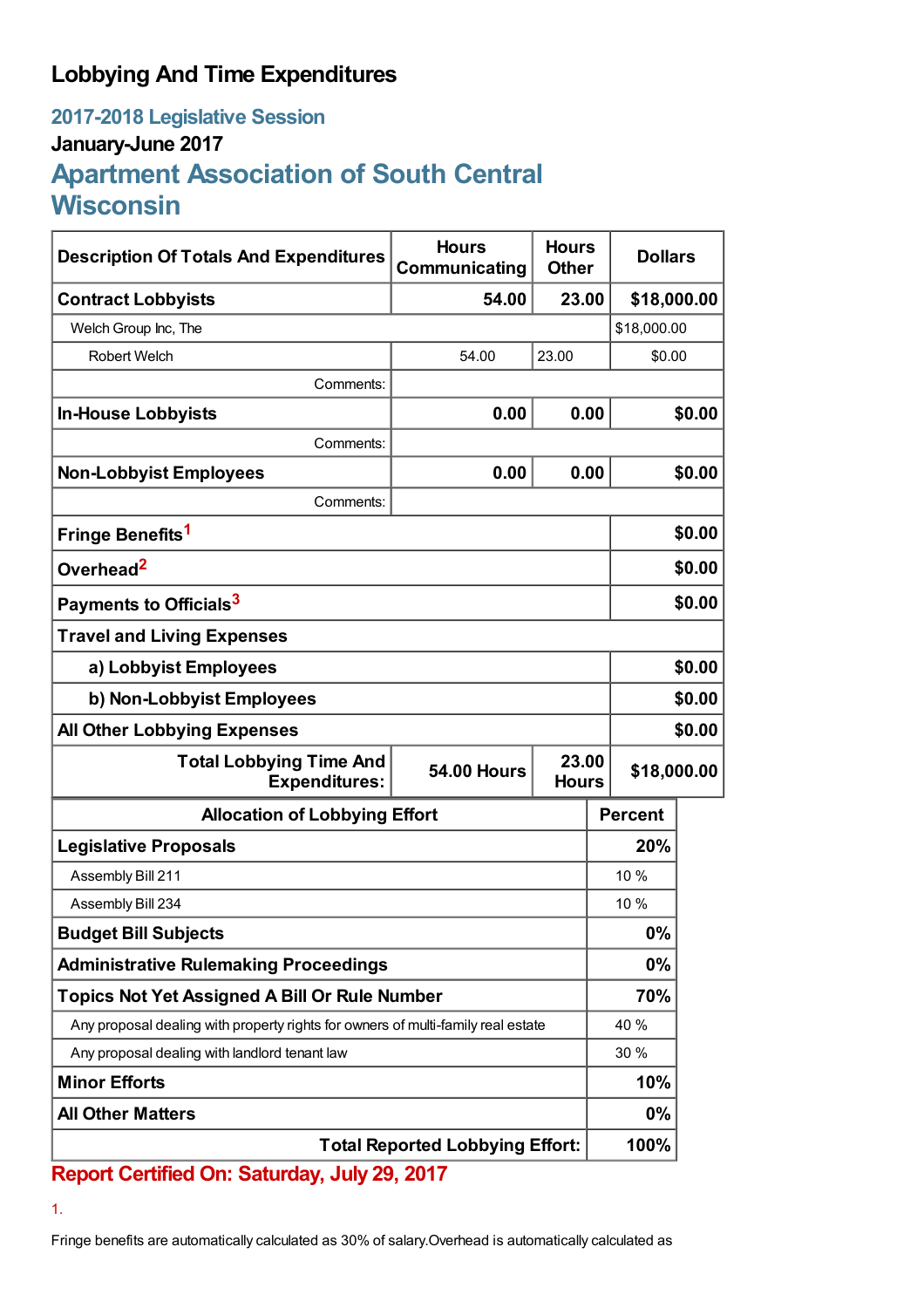# Lobbying And Time Expenditures

## 2017-2018 Legislative Session

### January-June 2017

## Apartment Association of South Central Wisconsin

| Description Of Totals And Expenditures | Hours Communicating | Hours Other | Dollars |
|---|---|---|---|
| **Contract Lobbyists** | **54.00** | **23.00** | **$18,000.00** |
| Welch Group Inc, The | | | $18,000.00 |
| Robert Welch | 54.00 | 23.00 | $0.00 |
| Comments: | | | |
| **In-House Lobbyists** | **0.00** | **0.00** | **$0.00** |
| Comments: | | | |
| **Non-Lobbyist Employees** | **0.00** | **0.00** | **$0.00** |
| Comments: | | | |
| **Fringe Benefits**[1] | | | **$0.00** |
| **Overhead**[2] | | | **$0.00** |
| **Payments to Officials**[3] | | | **$0.00** |
| **Travel and Living Expenses** | | | |
| **a) Lobbyist Employees** | | | **$0.00** |
| **b) Non-Lobbyist Employees** | | | **$0.00** |
| **All Other Lobbying Expenses** | | | **$0.00** |
| **Total Lobbying Time And Expenditures:** | **54.00 Hours** | **23.00 Hours** | **$18,000.00** |

| Allocation of Lobbying Effort | Percent |
|---|---|
| **Legislative Proposals** | **20%** |
| Assembly Bill 211 | 10 % |
| Assembly Bill 234 | 10 % |
| **Budget Bill Subjects** | **0%** |
| **Administrative Rulemaking Proceedings** | **0%** |
| **Topics Not Yet Assigned A Bill Or Rule Number** | **70%** |
| Any proposal dealing with property rights for owners of multi-family real estate | 40 % |
| Any proposal dealing with landlord tenant law | 30 % |
| **Minor Efforts** | **10%** |
| **All Other Matters** | **0%** |
| **Total Reported Lobbying Effort:** | **100%** |

**Report Certified On: Saturday, July 29, 2017**

1.

Fringe benefits are automatically calculated as 30% of salary.Overhead is automatically calculated as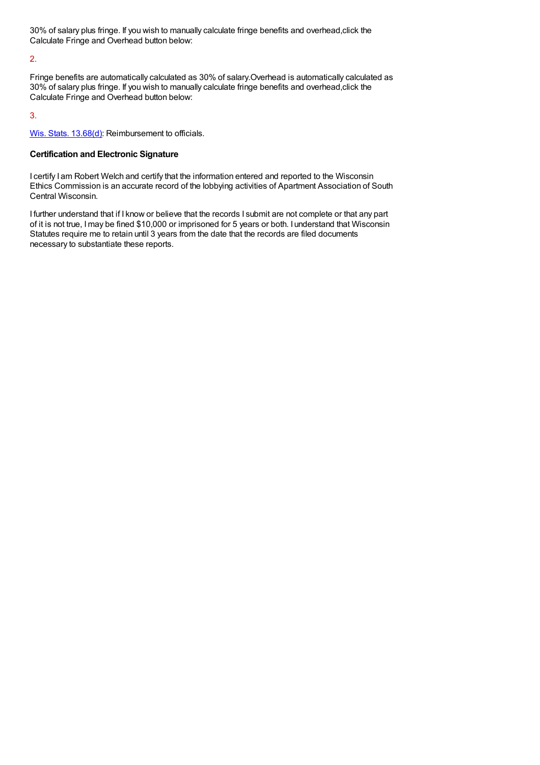30% of salary plus fringe. If you wish to manually calculate fringe benefits and overhead,click the Calculate Fringe and Overhead button below:

2.

Fringe benefits are automatically calculated as 30% of salary.Overhead is automatically calculated as 30% of salary plus fringe. If you wish to manually calculate fringe benefits and overhead,click the Calculate Fringe and Overhead button below:

3.

[Wis. Stats. 13.68(d)](): Reimbursement to officials.

### Certification and Electronic Signature

I certify I am Robert Welch and certify that the information entered and reported to the Wisconsin Ethics Commission is an accurate record of the lobbying activities of Apartment Association of South Central Wisconsin.

I further understand that if I know or believe that the records I submit are not complete or that any part of it is not true, I may be fined $10,000 or imprisoned for 5 years or both. I understand that Wisconsin Statutes require me to retain until 3 years from the date that the records are filed documents necessary to substantiate these reports.